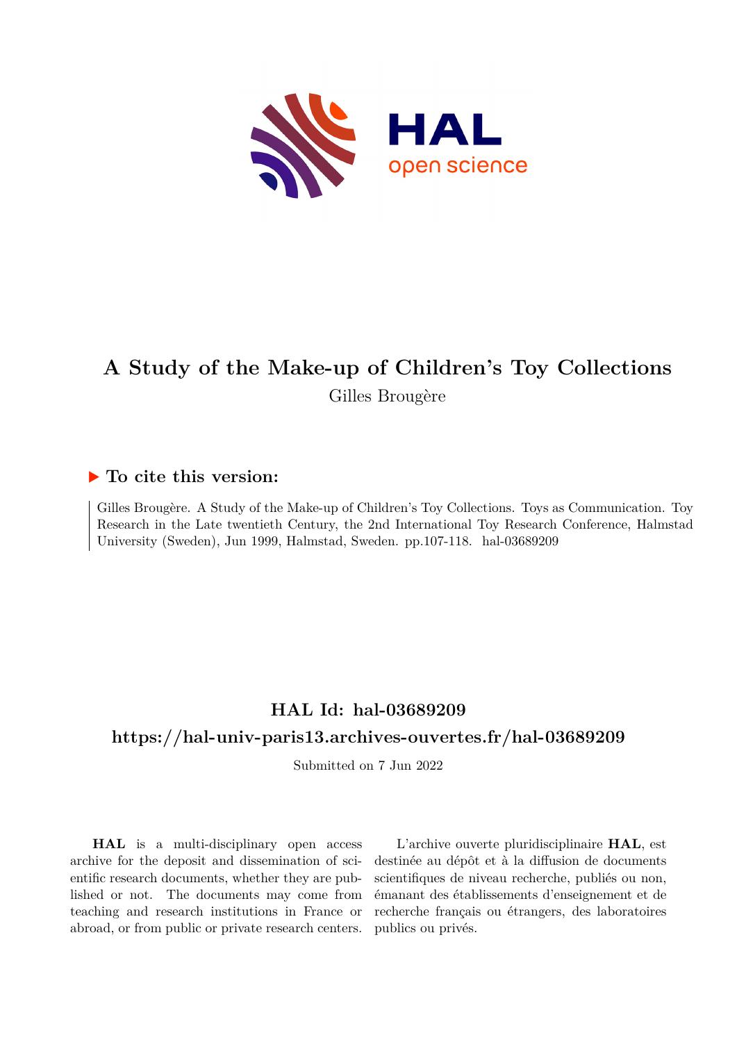# A Study of the Make-up of Children's Toy Collections

Gilles Brougère

## ▶ To cite this version:

Gilles Brougère. A Study of the Make-up of Children's Toy Collections. Toys as Communication. Toy Research in the Late twentieth Century, the 2nd International Toy Research Conference, Halmstad University (Sweden), Jun 1999, Halmstad, Sweden. pp.107-118. hal-03689209

## HAL Id: hal-03689209

## https://hal-univ-paris13.archives-ouvertes.fr/hal-03689209

Submitted on 7 Jun 2022

**HAL** is a multi-disciplinary open access archive for the deposit and dissemination of scientific research documents, whether they are published or not. The documents may come from teaching and research institutions in France or abroad, or from public or private research centers.

L'archive ouverte pluridisciplinaire **HAL**, est destinée au dépôt et à la diffusion de documents scientifiques de niveau recherche, publiés ou non, émanant des établissements d'enseignement et de recherche français ou étrangers, des laboratoires publics ou privés.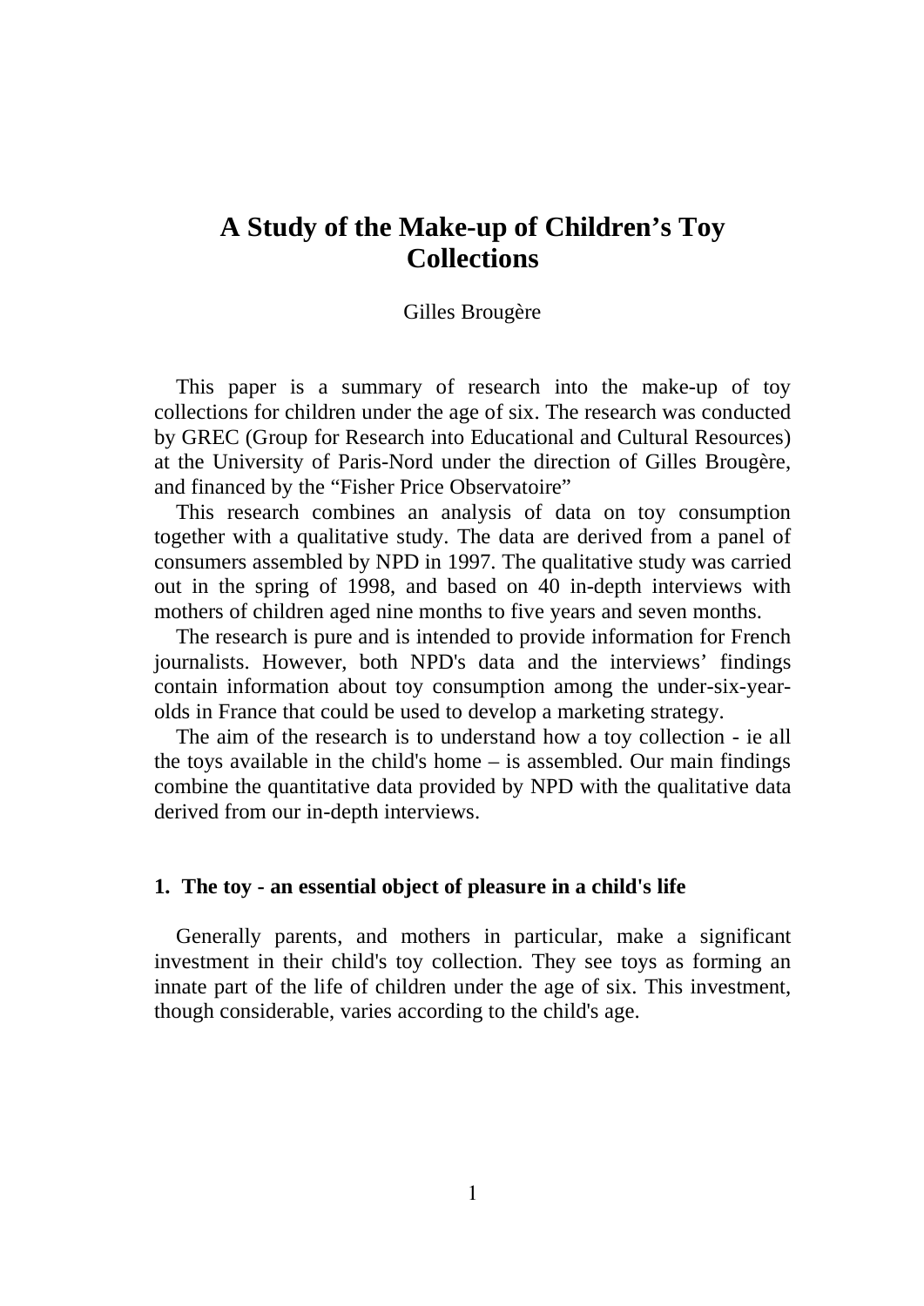# A Study of the Make-up of Children's Toy Collections

Gilles Brougère

This paper is a summary of research into the make-up of toy collections for children under the age of six. The research was conducted by GREC (Group for Research into Educational and Cultural Resources) at the University of Paris-Nord under the direction of Gilles Brougère, and financed by the "Fisher Price Observatoire"

This research combines an analysis of data on toy consumption together with a qualitative study. The data are derived from a panel of consumers assembled by NPD in 1997. The qualitative study was carried out in the spring of 1998, and based on 40 in-depth interviews with mothers of children aged nine months to five years and seven months.

The research is pure and is intended to provide information for French journalists. However, both NPD's data and the interviews' findings contain information about toy consumption among the under-six-year-olds in France that could be used to develop a marketing strategy.

The aim of the research is to understand how a toy collection - ie all the toys available in the child's home – is assembled. Our main findings combine the quantitative data provided by NPD with the qualitative data derived from our in-depth interviews.

## 1. The toy - an essential object of pleasure in a child's life

Generally parents, and mothers in particular, make a significant investment in their child's toy collection. They see toys as forming an innate part of the life of children under the age of six. This investment, though considerable, varies according to the child's age.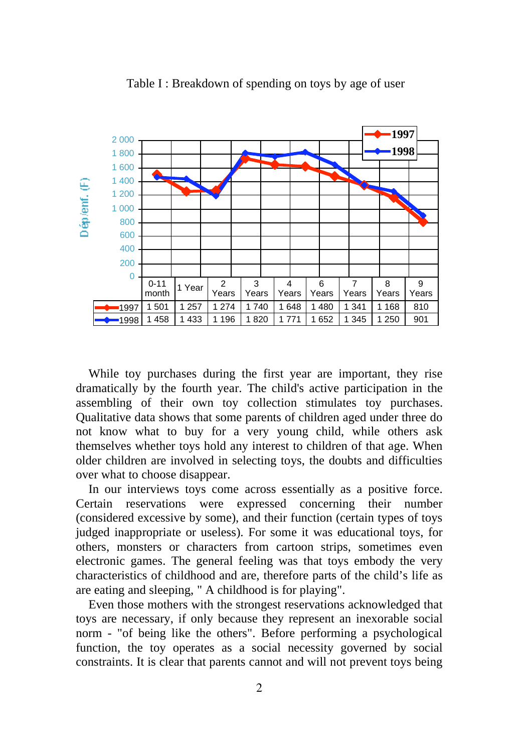Table I : Breakdown of spending on toys by age of user

| | 0-11 month | 1 Year | 2 Years | 3 Years | 4 Years | 6 Years | 7 Years | 8 Years | 9 Years |
|---|---|---|---|---|---|---|---|---|---|
| 1997 | 1 501 | 1 257 | 1 274 | 1 740 | 1 648 | 1 480 | 1 341 | 1 168 | 810 |
| 1998 | 1 458 | 1 433 | 1 196 | 1 820 | 1 771 | 1 652 | 1 345 | 1 250 | 901 |

While toy purchases during the first year are important, they rise dramatically by the fourth year. The child's active participation in the assembling of their own toy collection stimulates toy purchases. Qualitative data shows that some parents of children aged under three do not know what to buy for a very young child, while others ask themselves whether toys hold any interest to children of that age. When older children are involved in selecting toys, the doubts and difficulties over what to choose disappear.

In our interviews toys come across essentially as a positive force. Certain reservations were expressed concerning their number (considered excessive by some), and their function (certain types of toys judged inappropriate or useless). For some it was educational toys, for others, monsters or characters from cartoon strips, sometimes even electronic games. The general feeling was that toys embody the very characteristics of childhood and are, therefore parts of the child's life as are eating and sleeping, " A childhood is for playing".

Even those mothers with the strongest reservations acknowledged that toys are necessary, if only because they represent an inexorable social norm - "of being like the others". Before performing a psychological function, the toy operates as a social necessity governed by social constraints. It is clear that parents cannot and will not prevent toys being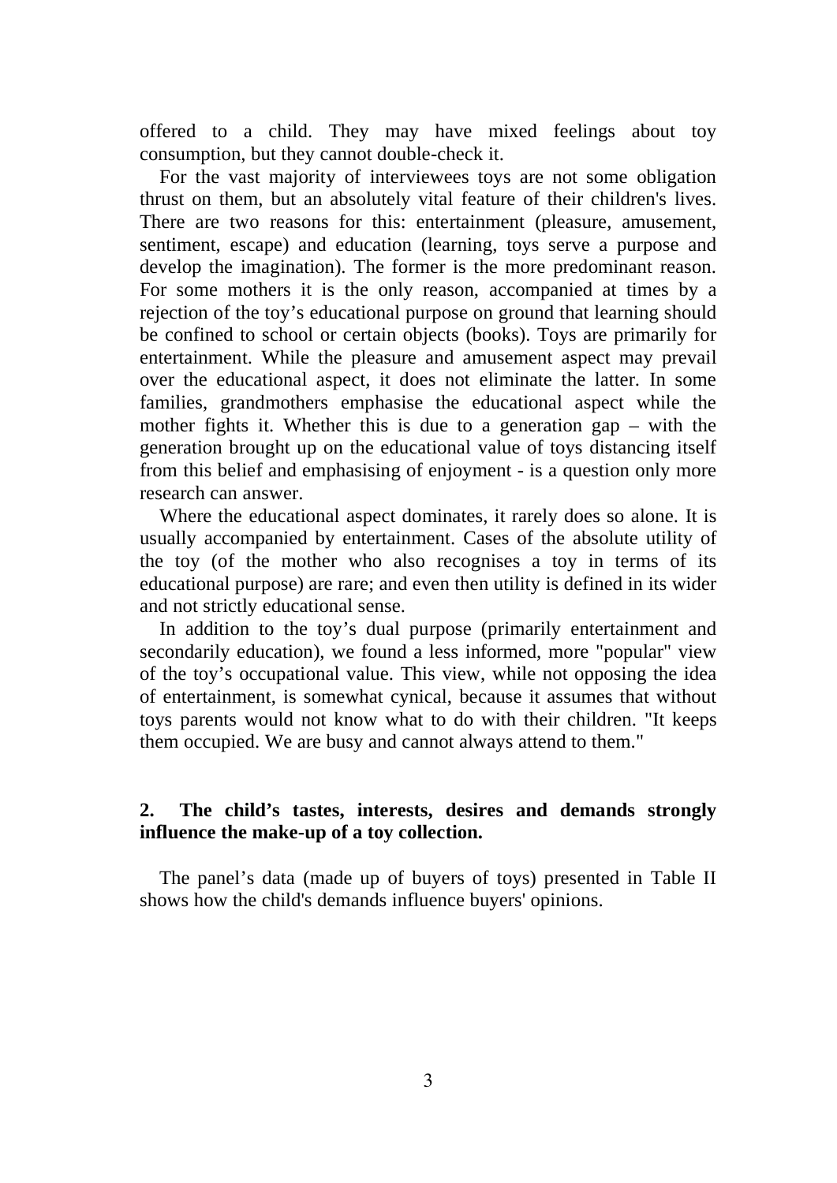offered to a child. They may have mixed feelings about toy consumption, but they cannot double-check it.

For the vast majority of interviewees toys are not some obligation thrust on them, but an absolutely vital feature of their children's lives. There are two reasons for this: entertainment (pleasure, amusement, sentiment, escape) and education (learning, toys serve a purpose and develop the imagination). The former is the more predominant reason. For some mothers it is the only reason, accompanied at times by a rejection of the toy's educational purpose on ground that learning should be confined to school or certain objects (books). Toys are primarily for entertainment. While the pleasure and amusement aspect may prevail over the educational aspect, it does not eliminate the latter. In some families, grandmothers emphasise the educational aspect while the mother fights it. Whether this is due to a generation gap – with the generation brought up on the educational value of toys distancing itself from this belief and emphasising of enjoyment - is a question only more research can answer.

Where the educational aspect dominates, it rarely does so alone. It is usually accompanied by entertainment. Cases of the absolute utility of the toy (of the mother who also recognises a toy in terms of its educational purpose) are rare; and even then utility is defined in its wider and not strictly educational sense.

In addition to the toy's dual purpose (primarily entertainment and secondarily education), we found a less informed, more "popular" view of the toy's occupational value. This view, while not opposing the idea of entertainment, is somewhat cynical, because it assumes that without toys parents would not know what to do with their children. "It keeps them occupied. We are busy and cannot always attend to them."

## 2. The child's tastes, interests, desires and demands strongly influence the make-up of a toy collection.

The panel's data (made up of buyers of toys) presented in Table II shows how the child's demands influence buyers' opinions.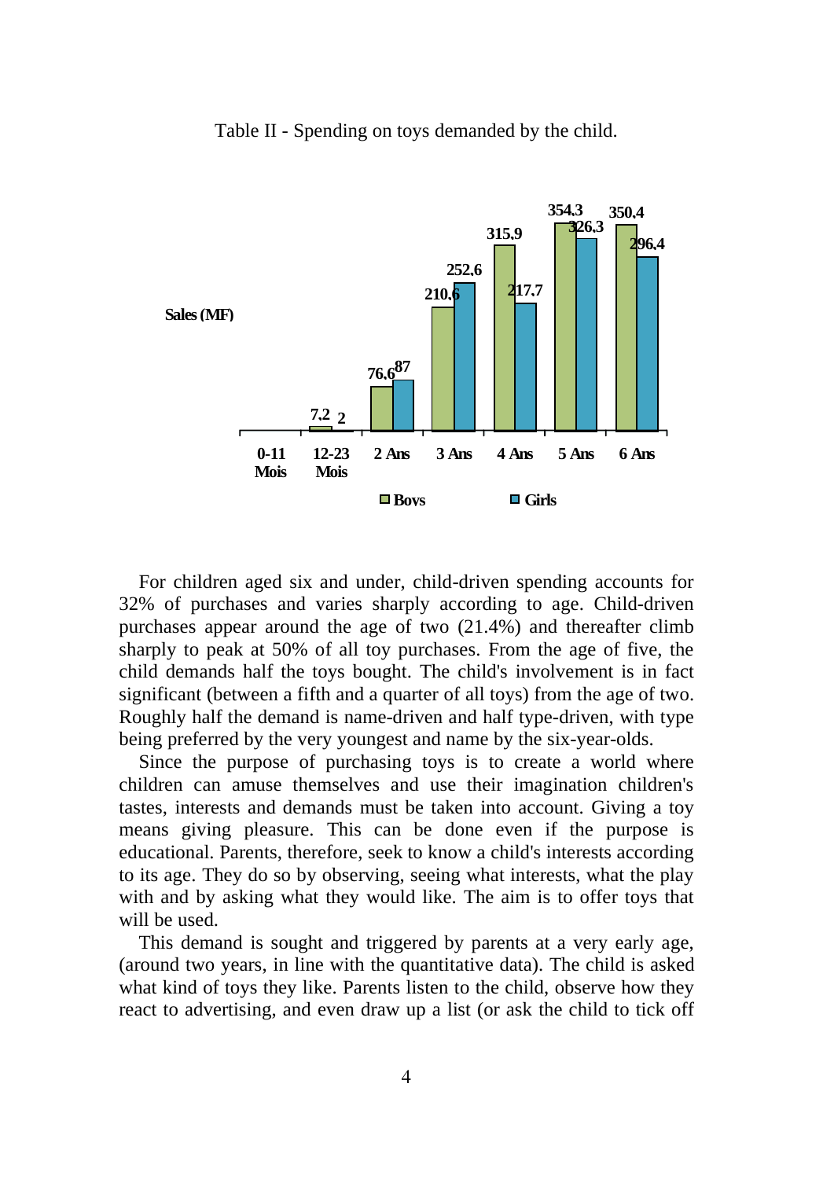Table II - Spending on toys demanded by the child.

Sales (MF)

| | 0-11 Mois | 12-23 Mois | 2 Ans | 3 Ans | 4 Ans | 5 Ans | 6 Ans |
|---|---|---|---|---|---|---|---|
| Boys | | 7,2 | 76,6 | 210,6 | 315,9 | 354,3 | 350,4 |
| Girls | | 2 | 87 | 252,6 | 217,7 | 326,3 | 296,4 |

For children aged six and under, child-driven spending accounts for 32% of purchases and varies sharply according to age. Child-driven purchases appear around the age of two (21.4%) and thereafter climb sharply to peak at 50% of all toy purchases. From the age of five, the child demands half the toys bought. The child's involvement is in fact significant (between a fifth and a quarter of all toys) from the age of two. Roughly half the demand is name-driven and half type-driven, with type being preferred by the very youngest and name by the six-year-olds.

Since the purpose of purchasing toys is to create a world where children can amuse themselves and use their imagination children's tastes, interests and demands must be taken into account. Giving a toy means giving pleasure. This can be done even if the purpose is educational. Parents, therefore, seek to know a child's interests according to its age. They do so by observing, seeing what interests, what the play with and by asking what they would like. The aim is to offer toys that will be used.

This demand is sought and triggered by parents at a very early age, (around two years, in line with the quantitative data). The child is asked what kind of toys they like. Parents listen to the child, observe how they react to advertising, and even draw up a list (or ask the child to tick off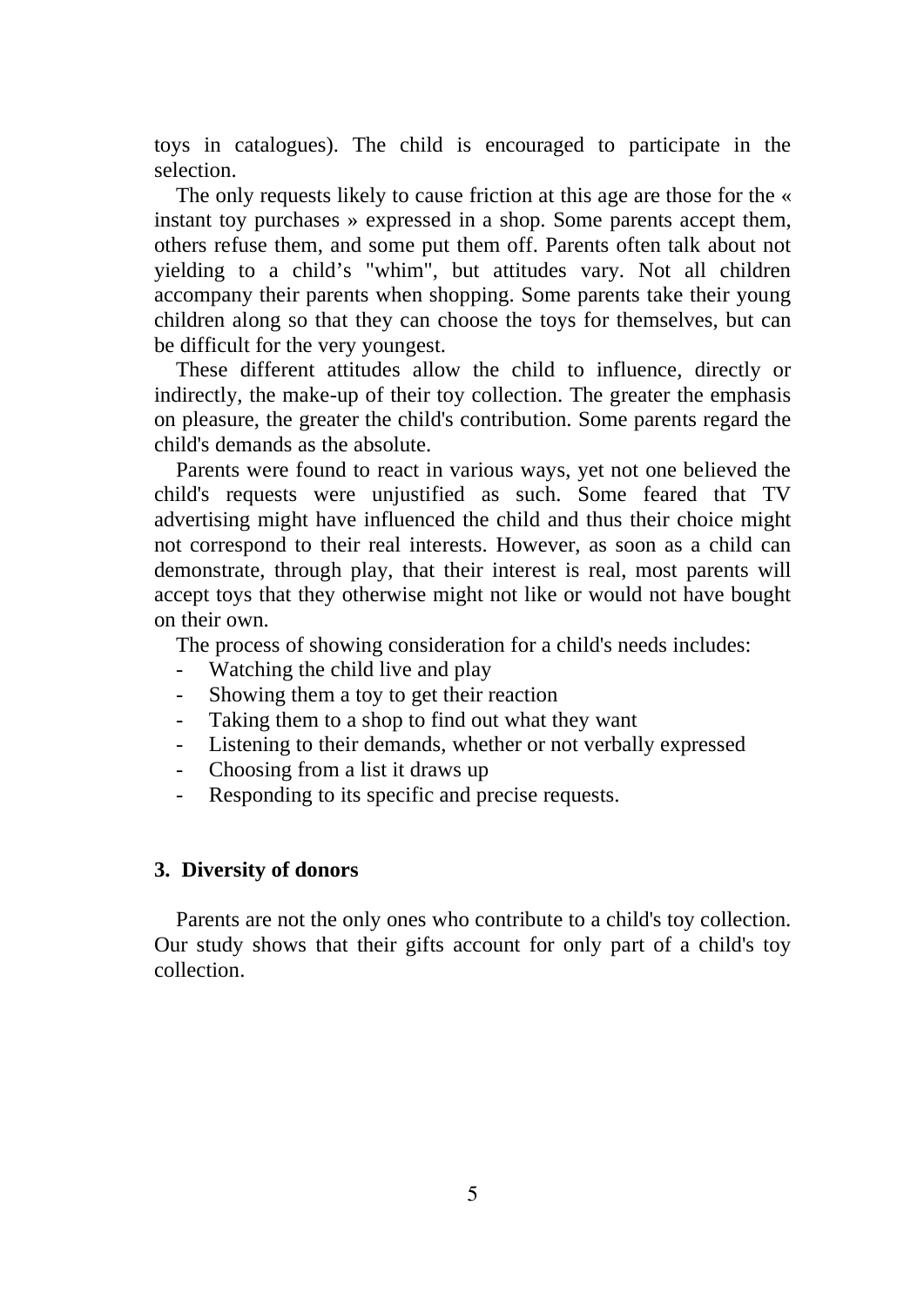toys in catalogues). The child is encouraged to participate in the selection.

The only requests likely to cause friction at this age are those for the « instant toy purchases » expressed in a shop. Some parents accept them, others refuse them, and some put them off. Parents often talk about not yielding to a child’s "whim", but attitudes vary. Not all children accompany their parents when shopping. Some parents take their young children along so that they can choose the toys for themselves, but can be difficult for the very youngest.

These different attitudes allow the child to influence, directly or indirectly, the make-up of their toy collection. The greater the emphasis on pleasure, the greater the child's contribution. Some parents regard the child's demands as the absolute.

Parents were found to react in various ways, yet not one believed the child's requests were unjustified as such. Some feared that TV advertising might have influenced the child and thus their choice might not correspond to their real interests. However, as soon as a child can demonstrate, through play, that their interest is real, most parents will accept toys that they otherwise might not like or would not have bought on their own.

The process of showing consideration for a child's needs includes:

- Watching the child live and play
- Showing them a toy to get their reaction
- Taking them to a shop to find out what they want
- Listening to their demands, whether or not verbally expressed
- Choosing from a list it draws up
- Responding to its specific and precise requests.

### 3. Diversity of donors

Parents are not the only ones who contribute to a child's toy collection. Our study shows that their gifts account for only part of a child's toy collection.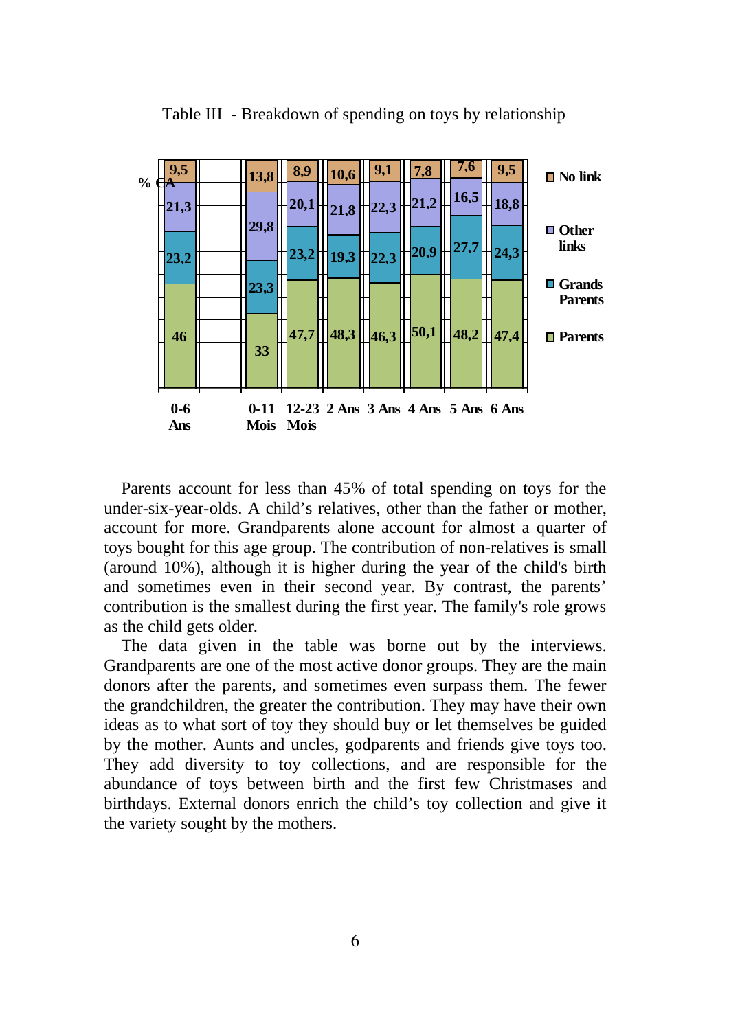Table III - Breakdown of spending on toys by relationship

| % CA | 0-6 Ans | 0-11 Mois | 12-23 Mois | 2 Ans | 3 Ans | 4 Ans | 5 Ans | 6 Ans |
|---|---|---|---|---|---|---|---|---|
| No link | 9,5 | 13,8 | 8,9 | 10,6 | 9,1 | 7,8 | 7,6 | 9,5 |
| Other links | 21,3 | 29,8 | 20,1 | 21,8 | 22,3 | 21,2 | 16,5 | 18,8 |
| Grands Parents | 23,2 | 23,3 | 23,2 | 19,3 | 22,3 | 20,9 | 27,7 | 24,3 |
| Parents | 46 | 33 | 47,7 | 48,3 | 46,3 | 50,1 | 48,2 | 47,4 |

Parents account for less than 45% of total spending on toys for the under-six-year-olds. A child's relatives, other than the father or mother, account for more. Grandparents alone account for almost a quarter of toys bought for this age group. The contribution of non-relatives is small (around 10%), although it is higher during the year of the child's birth and sometimes even in their second year. By contrast, the parents' contribution is the smallest during the first year. The family's role grows as the child gets older.

The data given in the table was borne out by the interviews. Grandparents are one of the most active donor groups. They are the main donors after the parents, and sometimes even surpass them. The fewer the grandchildren, the greater the contribution. They may have their own ideas as to what sort of toy they should buy or let themselves be guided by the mother. Aunts and uncles, godparents and friends give toys too. They add diversity to toy collections, and are responsible for the abundance of toys between birth and the first few Christmases and birthdays. External donors enrich the child's toy collection and give it the variety sought by the mothers.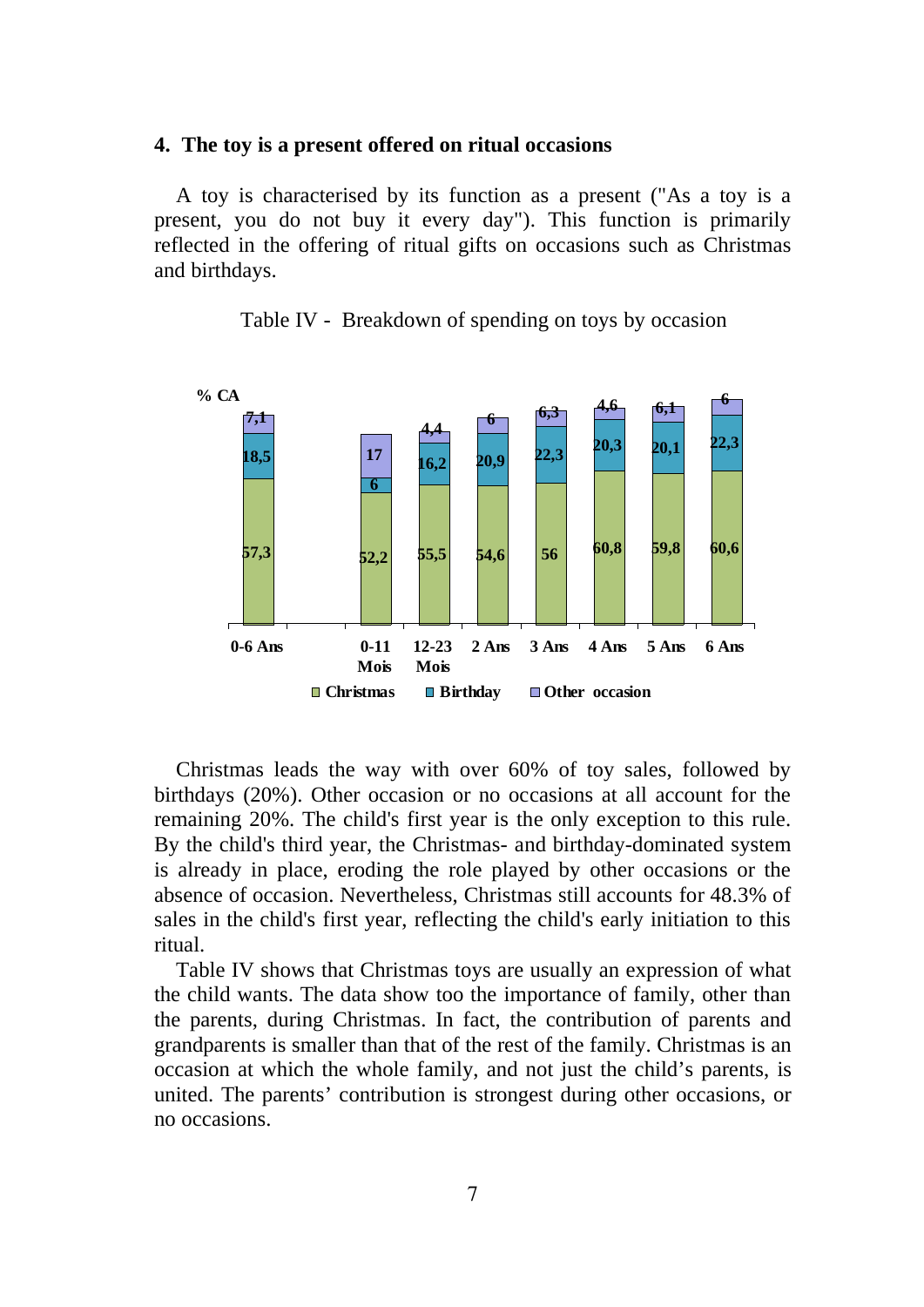## 4. The toy is a present offered on ritual occasions

A toy is characterised by its function as a present ("As a toy is a present, you do not buy it every day"). This function is primarily reflected in the offering of ritual gifts on occasions such as Christmas and birthdays.

Table IV - Breakdown of spending on toys by occasion

% CA

| | 0-6 Ans | 0-11 Mois | 12-23 Mois | 2 Ans | 3 Ans | 4 Ans | 5 Ans | 6 Ans |
|---|---|---|---|---|---|---|---|---|
| Christmas | 57,3 | 52,2 | 55,5 | 54,6 | 56 | 60,8 | 59,8 | 60,6 |
| Birthday | 18,5 | 6 | 16,2 | 20,9 | 22,3 | 20,3 | 20,1 | 22,3 |
| Other occasion | 7,1 | 17 | 4,4 | 6 | 6,3 | 4,6 | 6,1 | 6 |

Christmas leads the way with over 60% of toy sales, followed by birthdays (20%). Other occasion or no occasions at all account for the remaining 20%. The child's first year is the only exception to this rule. By the child's third year, the Christmas- and birthday-dominated system is already in place, eroding the role played by other occasions or the absence of occasion. Nevertheless, Christmas still accounts for 48.3% of sales in the child's first year, reflecting the child's early initiation to this ritual.

Table IV shows that Christmas toys are usually an expression of what the child wants. The data show too the importance of family, other than the parents, during Christmas. In fact, the contribution of parents and grandparents is smaller than that of the rest of the family. Christmas is an occasion at which the whole family, and not just the child's parents, is united. The parents' contribution is strongest during other occasions, or no occasions.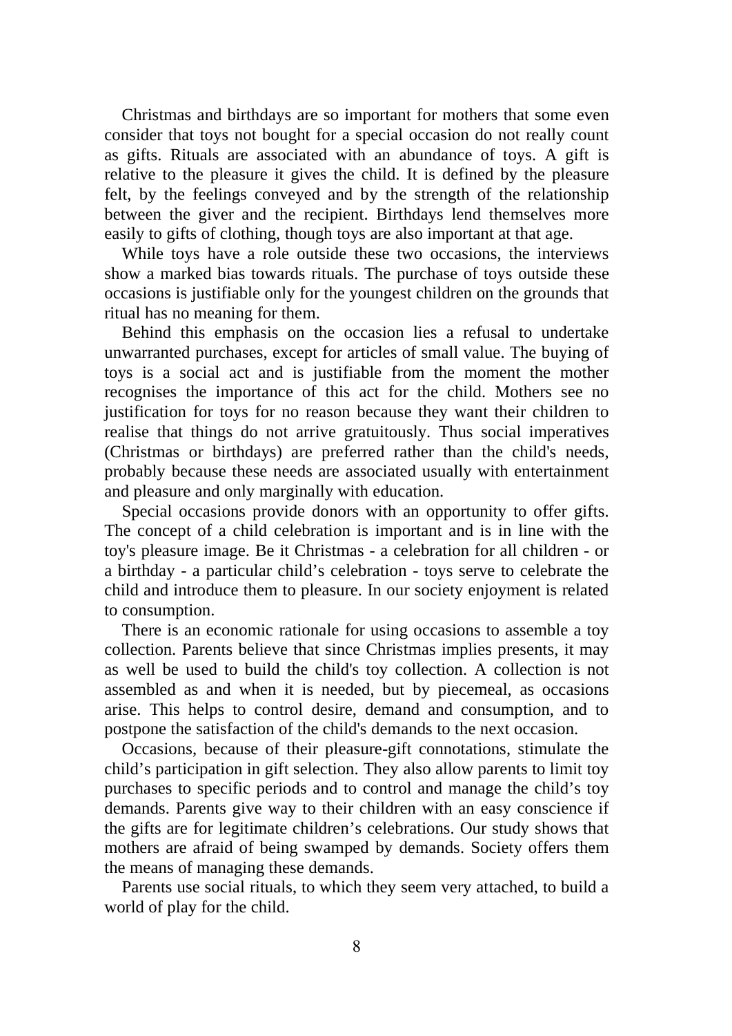Christmas and birthdays are so important for mothers that some even consider that toys not bought for a special occasion do not really count as gifts. Rituals are associated with an abundance of toys. A gift is relative to the pleasure it gives the child. It is defined by the pleasure felt, by the feelings conveyed and by the strength of the relationship between the giver and the recipient. Birthdays lend themselves more easily to gifts of clothing, though toys are also important at that age.

While toys have a role outside these two occasions, the interviews show a marked bias towards rituals. The purchase of toys outside these occasions is justifiable only for the youngest children on the grounds that ritual has no meaning for them.

Behind this emphasis on the occasion lies a refusal to undertake unwarranted purchases, except for articles of small value. The buying of toys is a social act and is justifiable from the moment the mother recognises the importance of this act for the child. Mothers see no justification for toys for no reason because they want their children to realise that things do not arrive gratuitously. Thus social imperatives (Christmas or birthdays) are preferred rather than the child's needs, probably because these needs are associated usually with entertainment and pleasure and only marginally with education.

Special occasions provide donors with an opportunity to offer gifts. The concept of a child celebration is important and is in line with the toy's pleasure image. Be it Christmas - a celebration for all children - or a birthday - a particular child's celebration - toys serve to celebrate the child and introduce them to pleasure. In our society enjoyment is related to consumption.

There is an economic rationale for using occasions to assemble a toy collection. Parents believe that since Christmas implies presents, it may as well be used to build the child's toy collection. A collection is not assembled as and when it is needed, but by piecemeal, as occasions arise. This helps to control desire, demand and consumption, and to postpone the satisfaction of the child's demands to the next occasion.

Occasions, because of their pleasure-gift connotations, stimulate the child's participation in gift selection. They also allow parents to limit toy purchases to specific periods and to control and manage the child's toy demands. Parents give way to their children with an easy conscience if the gifts are for legitimate children's celebrations. Our study shows that mothers are afraid of being swamped by demands. Society offers them the means of managing these demands.

Parents use social rituals, to which they seem very attached, to build a world of play for the child.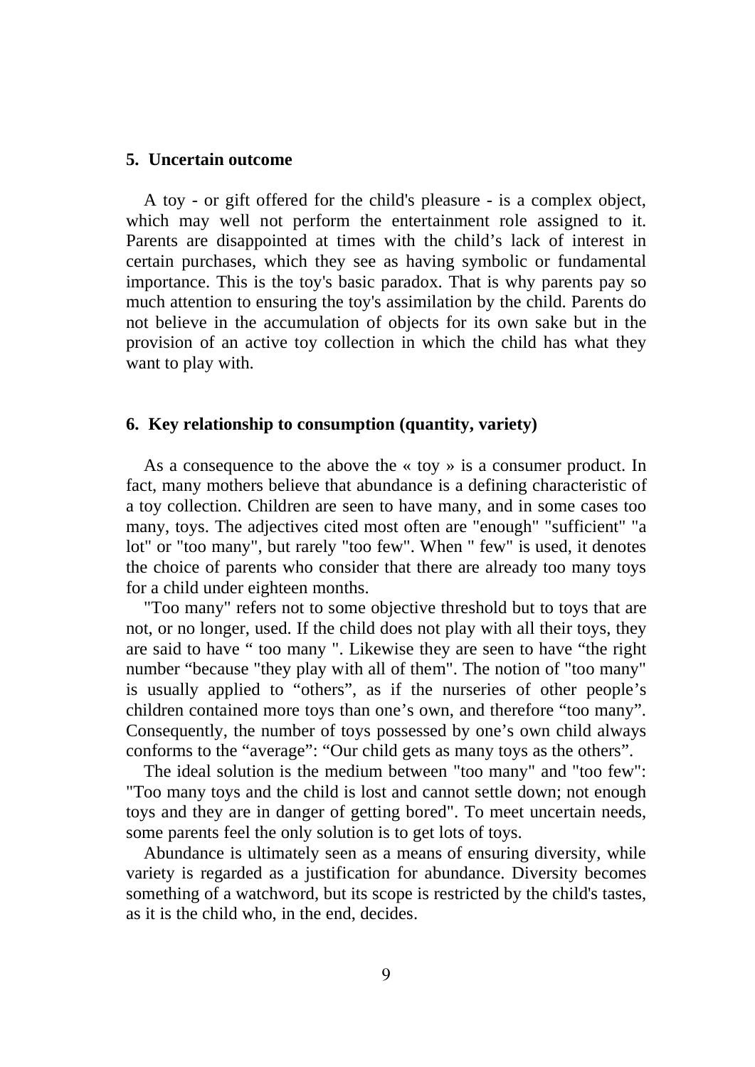## 5. Uncertain outcome

A toy - or gift offered for the child's pleasure - is a complex object, which may well not perform the entertainment role assigned to it. Parents are disappointed at times with the child's lack of interest in certain purchases, which they see as having symbolic or fundamental importance. This is the toy's basic paradox. That is why parents pay so much attention to ensuring the toy's assimilation by the child. Parents do not believe in the accumulation of objects for its own sake but in the provision of an active toy collection in which the child has what they want to play with.

## 6. Key relationship to consumption (quantity, variety)

As a consequence to the above the « toy » is a consumer product. In fact, many mothers believe that abundance is a defining characteristic of a toy collection. Children are seen to have many, and in some cases too many, toys. The adjectives cited most often are "enough" "sufficient" "a lot" or "too many", but rarely "too few". When " few" is used, it denotes the choice of parents who consider that there are already too many toys for a child under eighteen months.

"Too many" refers not to some objective threshold but to toys that are not, or no longer, used. If the child does not play with all their toys, they are said to have " too many ". Likewise they are seen to have "the right number "because "they play with all of them". The notion of "too many" is usually applied to "others", as if the nurseries of other people's children contained more toys than one's own, and therefore "too many". Consequently, the number of toys possessed by one's own child always conforms to the "average": "Our child gets as many toys as the others".

The ideal solution is the medium between "too many" and "too few": "Too many toys and the child is lost and cannot settle down; not enough toys and they are in danger of getting bored". To meet uncertain needs, some parents feel the only solution is to get lots of toys.

Abundance is ultimately seen as a means of ensuring diversity, while variety is regarded as a justification for abundance. Diversity becomes something of a watchword, but its scope is restricted by the child's tastes, as it is the child who, in the end, decides.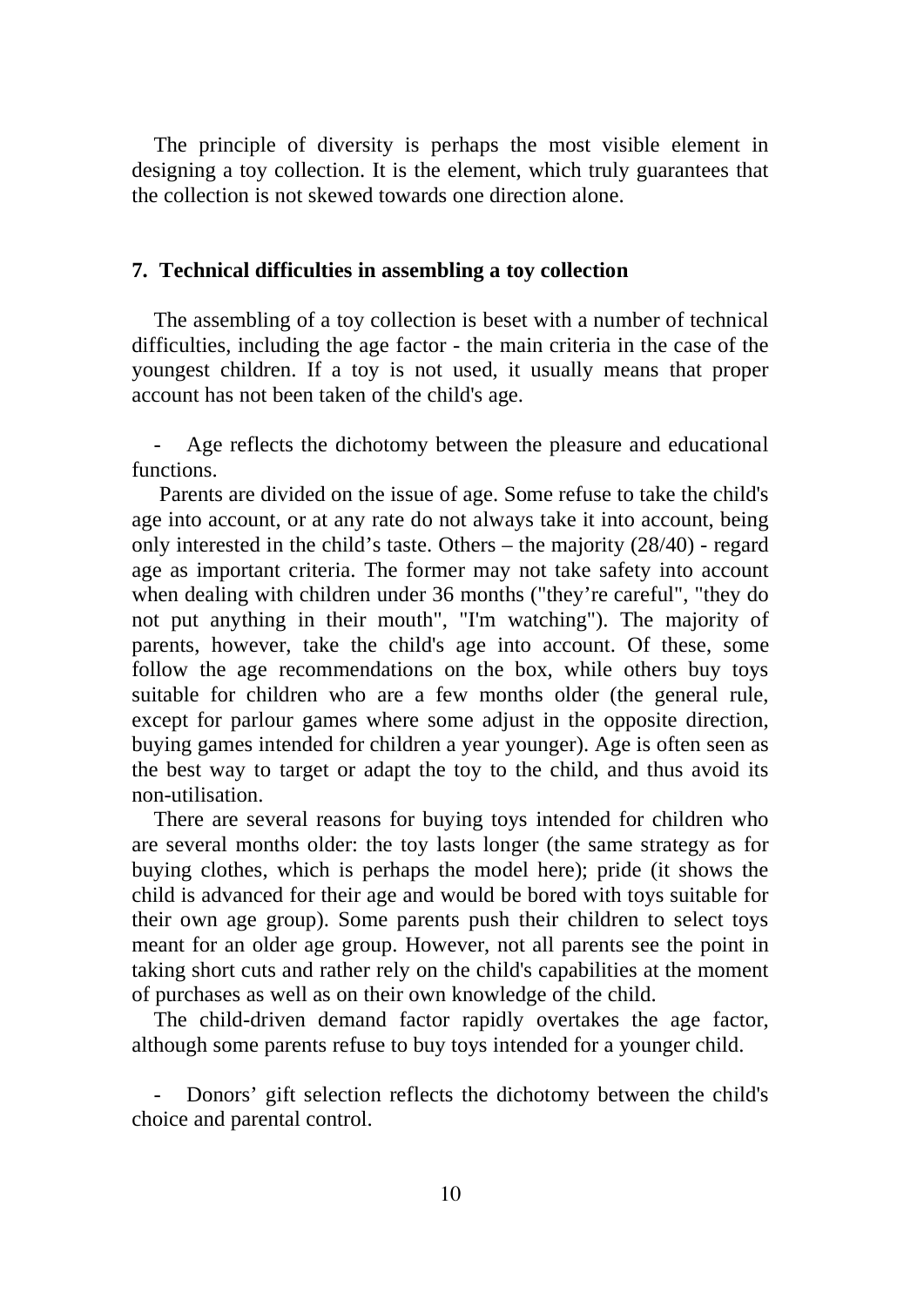The principle of diversity is perhaps the most visible element in designing a toy collection. It is the element, which truly guarantees that the collection is not skewed towards one direction alone.

## 7. Technical difficulties in assembling a toy collection

The assembling of a toy collection is beset with a number of technical difficulties, including the age factor - the main criteria in the case of the youngest children. If a toy is not used, it usually means that proper account has not been taken of the child's age.

- Age reflects the dichotomy between the pleasure and educational functions.

Parents are divided on the issue of age. Some refuse to take the child's age into account, or at any rate do not always take it into account, being only interested in the child's taste. Others – the majority (28/40) - regard age as important criteria. The former may not take safety into account when dealing with children under 36 months ("they're careful", "they do not put anything in their mouth", "I'm watching"). The majority of parents, however, take the child's age into account. Of these, some follow the age recommendations on the box, while others buy toys suitable for children who are a few months older (the general rule, except for parlour games where some adjust in the opposite direction, buying games intended for children a year younger). Age is often seen as the best way to target or adapt the toy to the child, and thus avoid its non-utilisation.

There are several reasons for buying toys intended for children who are several months older: the toy lasts longer (the same strategy as for buying clothes, which is perhaps the model here); pride (it shows the child is advanced for their age and would be bored with toys suitable for their own age group). Some parents push their children to select toys meant for an older age group. However, not all parents see the point in taking short cuts and rather rely on the child's capabilities at the moment of purchases as well as on their own knowledge of the child.

The child-driven demand factor rapidly overtakes the age factor, although some parents refuse to buy toys intended for a younger child.

- Donors' gift selection reflects the dichotomy between the child's choice and parental control.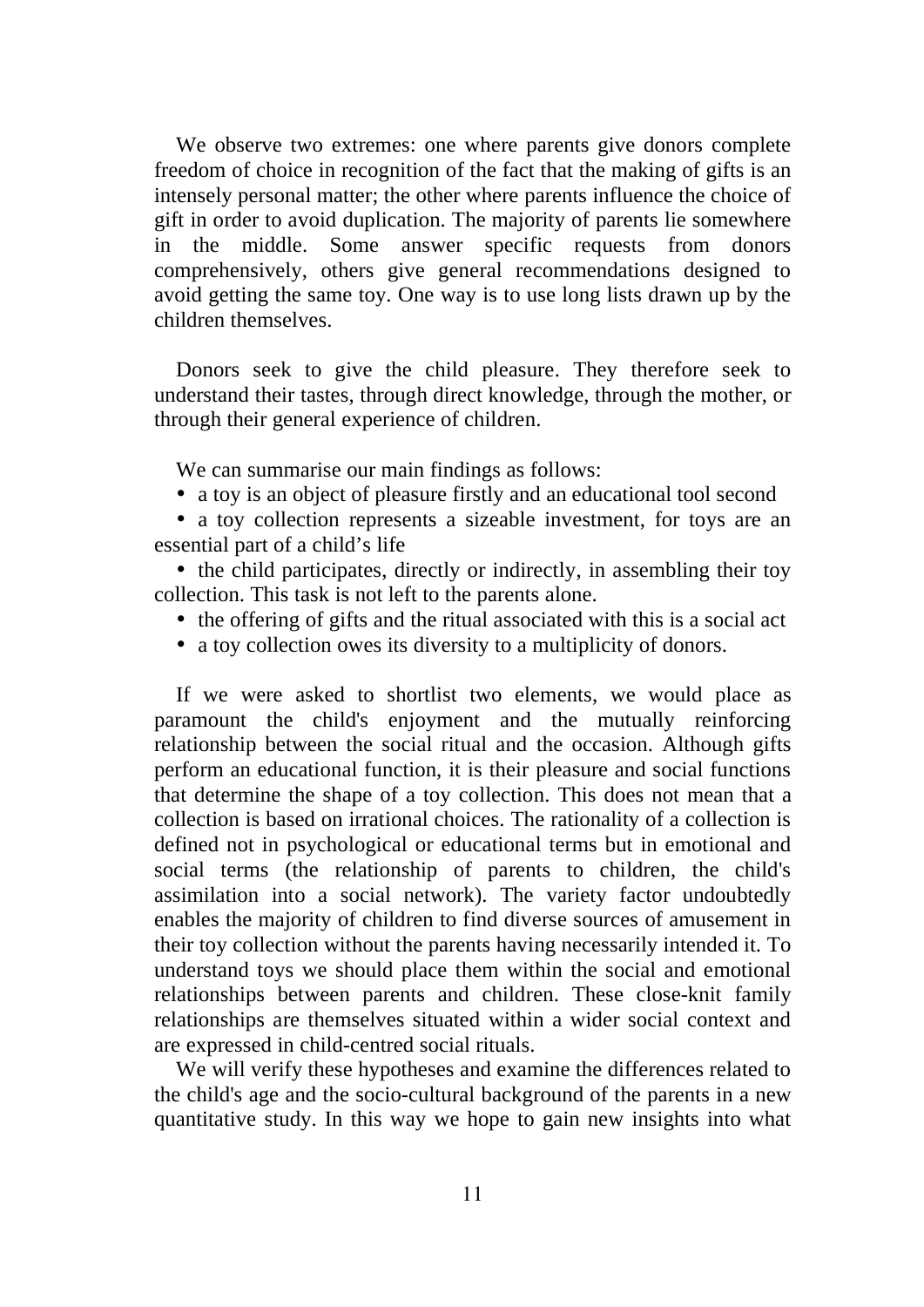We observe two extremes: one where parents give donors complete freedom of choice in recognition of the fact that the making of gifts is an intensely personal matter; the other where parents influence the choice of gift in order to avoid duplication. The majority of parents lie somewhere in the middle. Some answer specific requests from donors comprehensively, others give general recommendations designed to avoid getting the same toy. One way is to use long lists drawn up by the children themselves.

Donors seek to give the child pleasure. They therefore seek to understand their tastes, through direct knowledge, through the mother, or through their general experience of children.

We can summarise our main findings as follows:

- a toy is an object of pleasure firstly and an educational tool second
- a toy collection represents a sizeable investment, for toys are an essential part of a child's life
- the child participates, directly or indirectly, in assembling their toy collection. This task is not left to the parents alone.
- the offering of gifts and the ritual associated with this is a social act
- a toy collection owes its diversity to a multiplicity of donors.

If we were asked to shortlist two elements, we would place as paramount the child's enjoyment and the mutually reinforcing relationship between the social ritual and the occasion. Although gifts perform an educational function, it is their pleasure and social functions that determine the shape of a toy collection. This does not mean that a collection is based on irrational choices. The rationality of a collection is defined not in psychological or educational terms but in emotional and social terms (the relationship of parents to children, the child's assimilation into a social network). The variety factor undoubtedly enables the majority of children to find diverse sources of amusement in their toy collection without the parents having necessarily intended it. To understand toys we should place them within the social and emotional relationships between parents and children. These close-knit family relationships are themselves situated within a wider social context and are expressed in child-centred social rituals.

We will verify these hypotheses and examine the differences related to the child's age and the socio-cultural background of the parents in a new quantitative study. In this way we hope to gain new insights into what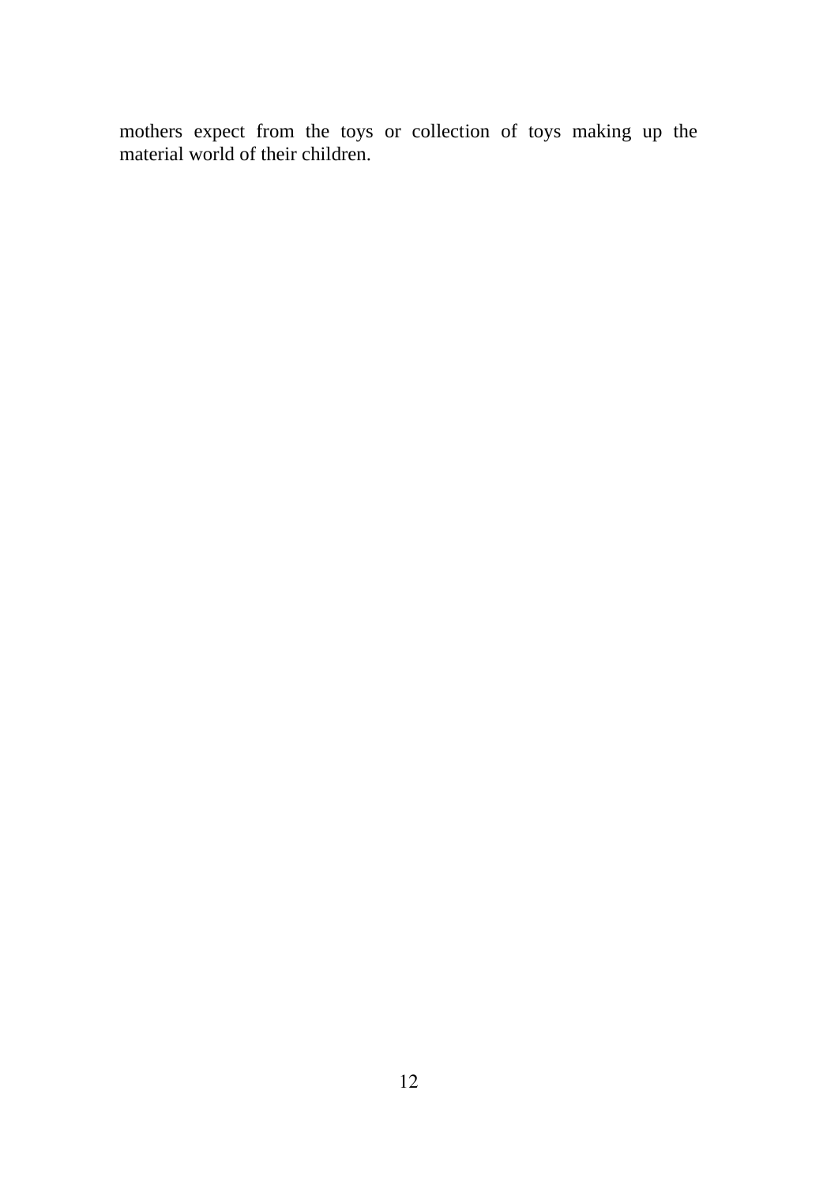mothers expect from the toys or collection of toys making up the material world of their children.